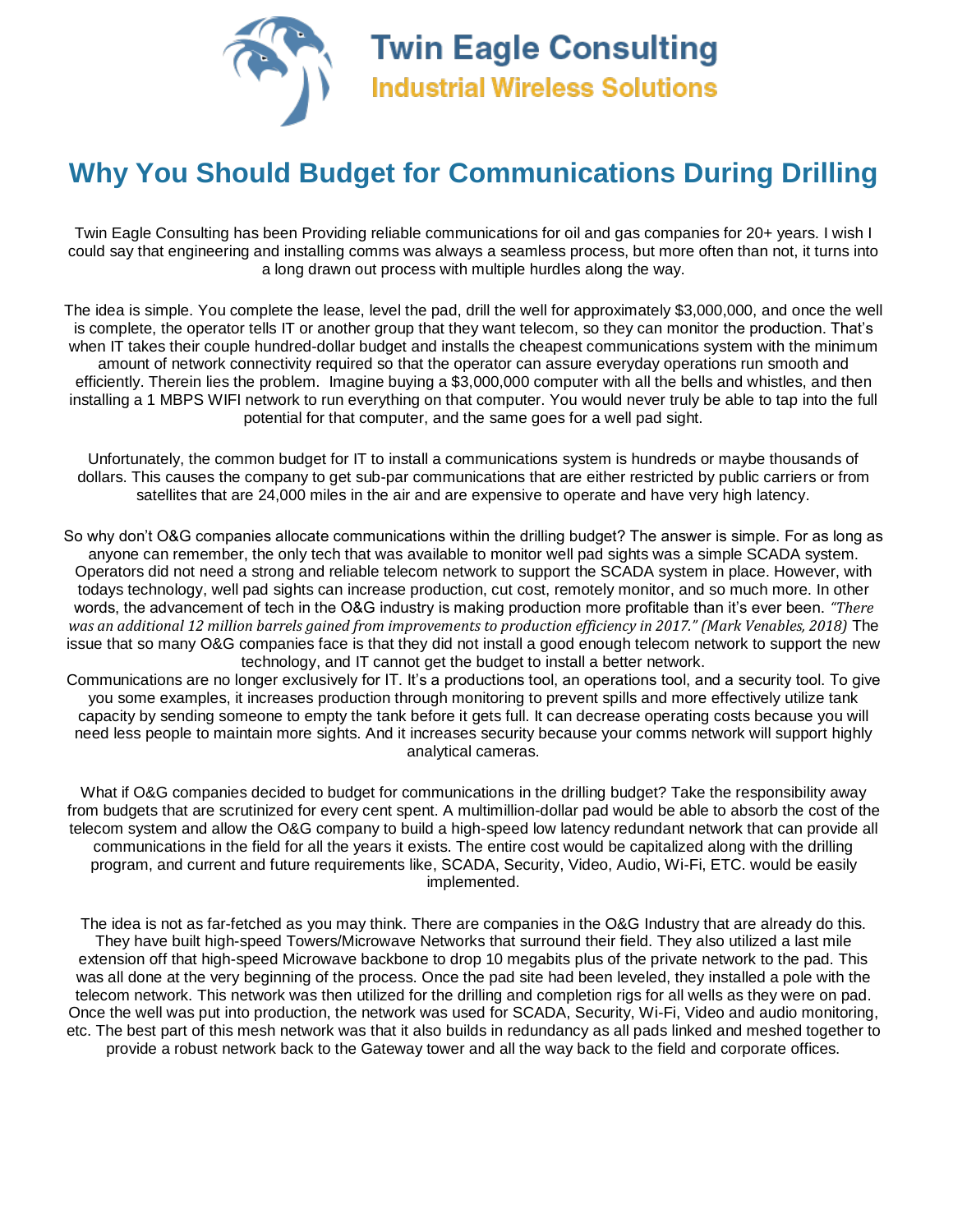Twin Eagle Consulting

Industrial Wireless Solutions

# Why You Should Budget for Communications During Drilling

Twin Eagle Consulting has been Providing reliable communications for oil and gas companies for 20+ years. I wish I could say that engineering and installing comms was always a seamless process, but more often than not, it turns into a long drawn out process with multiple hurdles along the way.

The idea is simple. You complete the lease, level the pad, drill the well for approximately $3,000,000, and once the well is complete, the operator tells IT or another group that they want telecom, so they can monitor the production. That's when IT takes their couple hundred-dollar budget and installs the cheapest communications system with the minimum amount of network connectivity required so that the operator can assure everyday operations run smooth and efficiently. Therein lies the problem. Imagine buying a $3,000,000 computer with all the bells and whistles, and then installing a 1 MBPS WIFI network to run everything on that computer. You would never truly be able to tap into the full potential for that computer, and the same goes for a well pad sight.

Unfortunately, the common budget for IT to install a communications system is hundreds or maybe thousands of dollars. This causes the company to get sub-par communications that are either restricted by public carriers or from satellites that are 24,000 miles in the air and are expensive to operate and have very high latency.

So why don't O&G companies allocate communications within the drilling budget? The answer is simple. For as long as anyone can remember, the only tech that was available to monitor well pad sights was a simple SCADA system. Operators did not need a strong and reliable telecom network to support the SCADA system in place. However, with todays technology, well pad sights can increase production, cut cost, remotely monitor, and so much more. In other words, the advancement of tech in the O&G industry is making production more profitable than it's ever been. *"There was an additional 12 million barrels gained from improvements to production efficiency in 2017." (Mark Venables, 2018)* The issue that so many O&G companies face is that they did not install a good enough telecom network to support the new technology, and IT cannot get the budget to install a better network.

Communications are no longer exclusively for IT. It's a productions tool, an operations tool, and a security tool. To give you some examples, it increases production through monitoring to prevent spills and more effectively utilize tank capacity by sending someone to empty the tank before it gets full. It can decrease operating costs because you will need less people to maintain more sights. And it increases security because your comms network will support highly analytical cameras.

What if O&G companies decided to budget for communications in the drilling budget? Take the responsibility away from budgets that are scrutinized for every cent spent. A multimillion-dollar pad would be able to absorb the cost of the telecom system and allow the O&G company to build a high-speed low latency redundant network that can provide all communications in the field for all the years it exists. The entire cost would be capitalized along with the drilling program, and current and future requirements like, SCADA, Security, Video, Audio, Wi-Fi, ETC. would be easily implemented.

The idea is not as far-fetched as you may think. There are companies in the O&G Industry that are already do this. They have built high-speed Towers/Microwave Networks that surround their field. They also utilized a last mile extension off that high-speed Microwave backbone to drop 10 megabits plus of the private network to the pad. This was all done at the very beginning of the process. Once the pad site had been leveled, they installed a pole with the telecom network. This network was then utilized for the drilling and completion rigs for all wells as they were on pad. Once the well was put into production, the network was used for SCADA, Security, Wi-Fi, Video and audio monitoring, etc. The best part of this mesh network was that it also builds in redundancy as all pads linked and meshed together to provide a robust network back to the Gateway tower and all the way back to the field and corporate offices.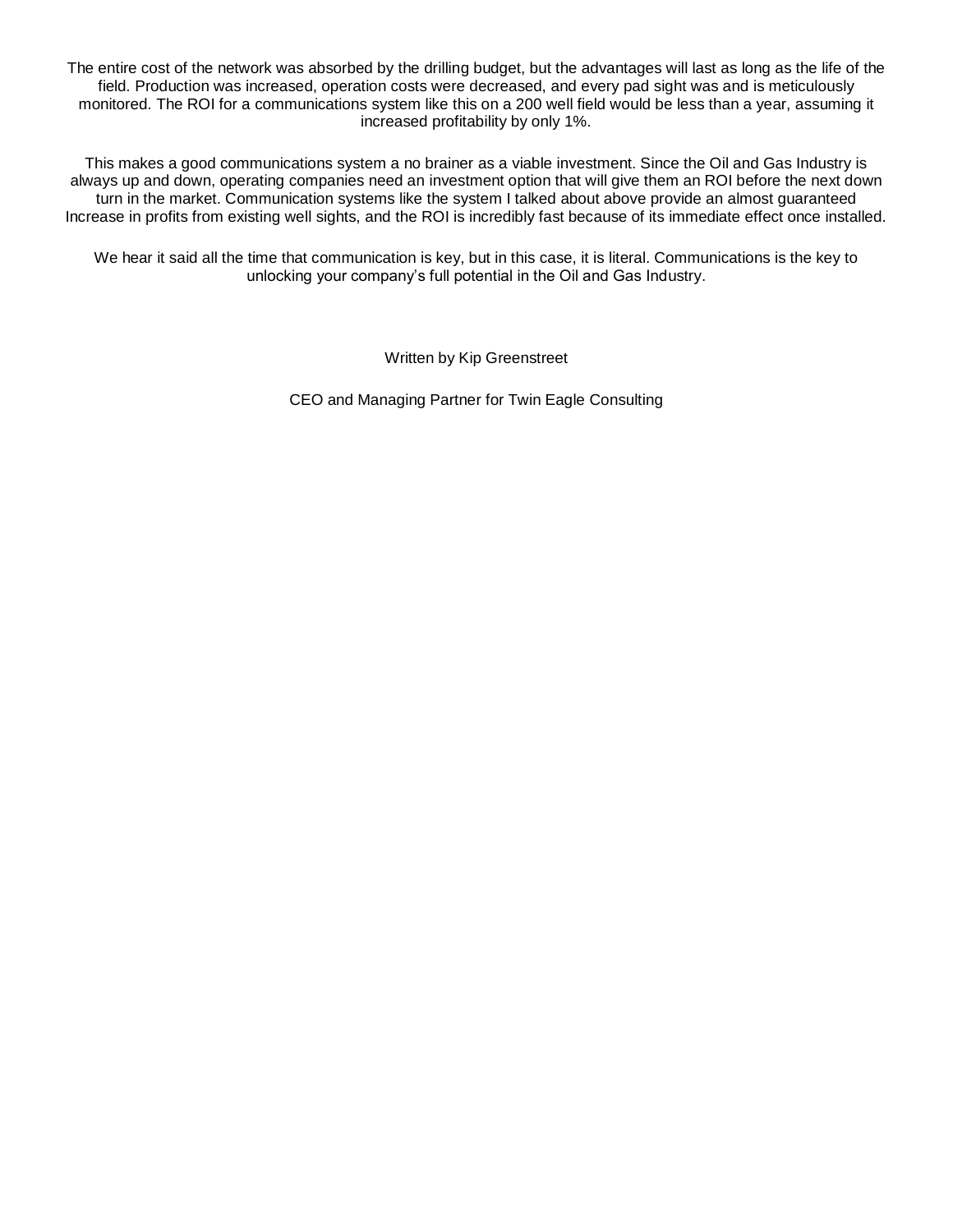The entire cost of the network was absorbed by the drilling budget, but the advantages will last as long as the life of the field. Production was increased, operation costs were decreased, and every pad sight was and is meticulously monitored. The ROI for a communications system like this on a 200 well field would be less than a year, assuming it increased profitability by only 1%.

This makes a good communications system a no brainer as a viable investment. Since the Oil and Gas Industry is always up and down, operating companies need an investment option that will give them an ROI before the next down turn in the market. Communication systems like the system I talked about above provide an almost guaranteed Increase in profits from existing well sights, and the ROI is incredibly fast because of its immediate effect once installed.

We hear it said all the time that communication is key, but in this case, it is literal. Communications is the key to unlocking your company's full potential in the Oil and Gas Industry.

Written by Kip Greenstreet

CEO and Managing Partner for Twin Eagle Consulting